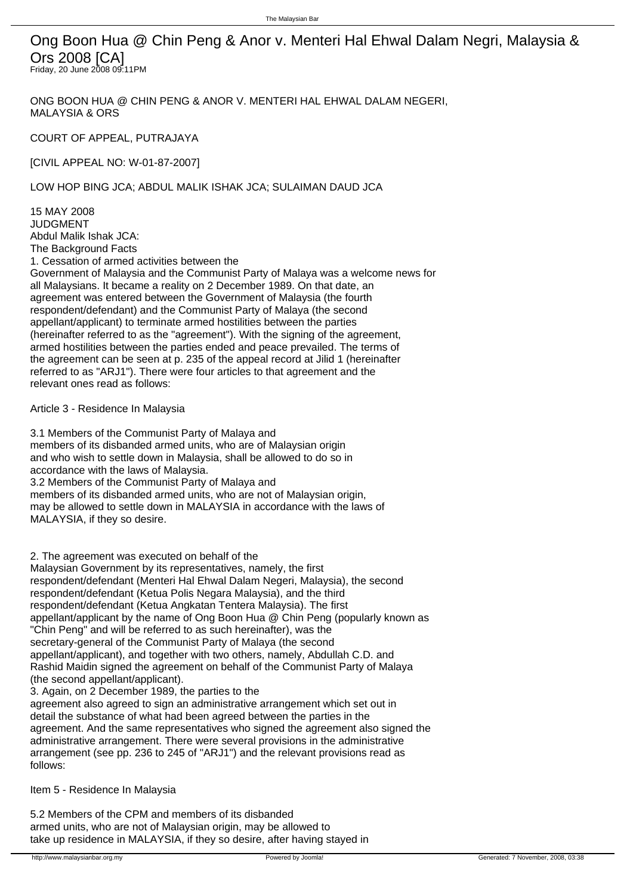# Ong Boon Hua @ Chin Peng & Anor v. Menteri Hal Ehwal Dalam Negri, Malaysia & Ors 2008 [CA]

Friday, 20 June 2008 09:11PM

ONG BOON HUA @ CHIN PENG & ANOR V. MENTERI HAL EHWAL DALAM NEGERI, MALAYSIA & ORS

COURT OF APPEAL, PUTRAJAYA

[CIVIL APPEAL NO: W-01-87-2007]

LOW HOP BING JCA; ABDUL MALIK ISHAK JCA; SULAIMAN DAUD JCA

15 MAY 2008

JUDGMENT

Abdul Malik Ishak JCA:

The Background Facts

1. Cessation of armed activities between the Government of Malaysia and the Communist Party of Malaya was a welcome news for all Malaysians. It became a reality on 2 December 1989. On that date, an agreement was entered between the Government of Malaysia (the fourth respondent/defendant) and the Communist Party of Malaya (the second appellant/applicant) to terminate armed hostilities between the parties (hereinafter referred to as the "agreement"). With the signing of the agreement, armed hostilities between the parties ended and peace prevailed. The terms of the agreement can be seen at p. 235 of the appeal record at Jilid 1 (hereinafter referred to as "ARJ1"). There were four articles to that agreement and the relevant ones read as follows:

Article 3 - Residence In Malaysia

3.1 Members of the Communist Party of Malaya and members of its disbanded armed units, who are of Malaysian origin and who wish to settle down in Malaysia, shall be allowed to do so in accordance with the laws of Malaysia.

3.2 Members of the Communist Party of Malaya and members of its disbanded armed units, who are not of Malaysian origin, may be allowed to settle down in MALAYSIA in accordance with the laws of MALAYSIA, if they so desire.

2. The agreement was executed on behalf of the Malaysian Government by its representatives, namely, the first respondent/defendant (Menteri Hal Ehwal Dalam Negeri, Malaysia), the second respondent/defendant (Ketua Polis Negara Malaysia), and the third respondent/defendant (Ketua Angkatan Tentera Malaysia). The first appellant/applicant by the name of Ong Boon Hua @ Chin Peng (popularly known as "Chin Peng" and will be referred to as such hereinafter), was the secretary-general of the Communist Party of Malaya (the second appellant/applicant), and together with two others, namely, Abdullah C.D. and Rashid Maidin signed the agreement on behalf of the Communist Party of Malaya (the second appellant/applicant).

3. Again, on 2 December 1989, the parties to the agreement also agreed to sign an administrative arrangement which set out in detail the substance of what had been agreed between the parties in the agreement. And the same representatives who signed the agreement also signed the administrative arrangement. There were several provisions in the administrative arrangement (see pp. 236 to 245 of "ARJ1") and the relevant provisions read as follows:

Item 5 - Residence In Malaysia

5.2 Members of the CPM and members of its disbanded armed units, who are not of Malaysian origin, may be allowed to take up residence in MALAYSIA, if they so desire, after having stayed in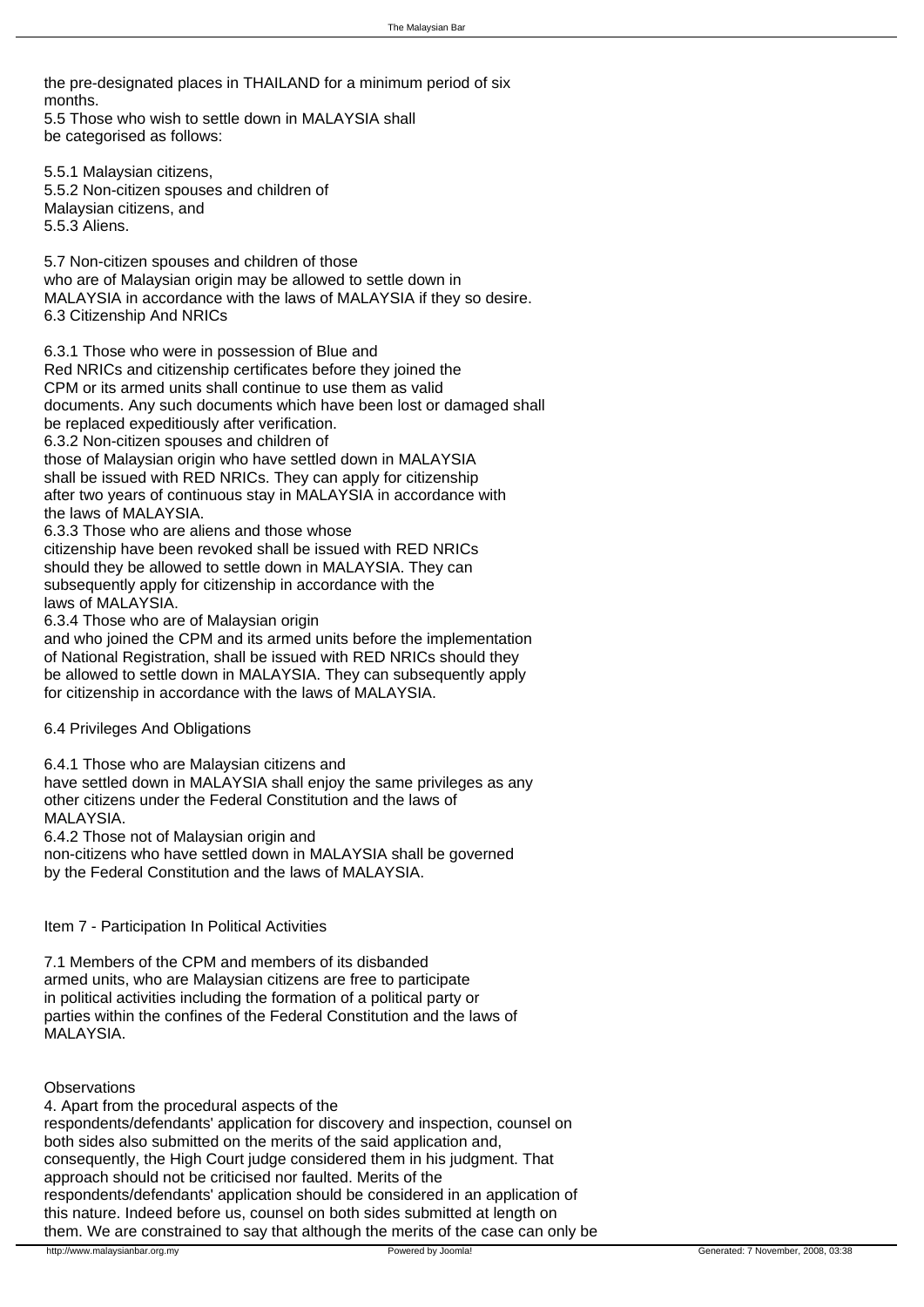the pre-designated places in THAILAND for a minimum period of six months.

5.5 Those who wish to settle down in MALAYSIA shall be categorised as follows:

5.5.1 Malaysian citizens,
5.5.2 Non-citizen spouses and children of Malaysian citizens, and
5.5.3 Aliens.

5.7 Non-citizen spouses and children of those who are of Malaysian origin may be allowed to settle down in MALAYSIA in accordance with the laws of MALAYSIA if they so desire.

6.3 Citizenship And NRICs

6.3.1 Those who were in possession of Blue and Red NRICs and citizenship certificates before they joined the CPM or its armed units shall continue to use them as valid documents. Any such documents which have been lost or damaged shall be replaced expeditiously after verification.

6.3.2 Non-citizen spouses and children of those of Malaysian origin who have settled down in MALAYSIA shall be issued with RED NRICs. They can apply for citizenship after two years of continuous stay in MALAYSIA in accordance with the laws of MALAYSIA.

6.3.3 Those who are aliens and those whose citizenship have been revoked shall be issued with RED NRICs should they be allowed to settle down in MALAYSIA. They can subsequently apply for citizenship in accordance with the laws of MALAYSIA.

6.3.4 Those who are of Malaysian origin and who joined the CPM and its armed units before the implementation of National Registration, shall be issued with RED NRICs should they be allowed to settle down in MALAYSIA. They can subsequently apply for citizenship in accordance with the laws of MALAYSIA.

6.4 Privileges And Obligations

6.4.1 Those who are Malaysian citizens and have settled down in MALAYSIA shall enjoy the same privileges as any other citizens under the Federal Constitution and the laws of MALAYSIA.

6.4.2 Those not of Malaysian origin and non-citizens who have settled down in MALAYSIA shall be governed by the Federal Constitution and the laws of MALAYSIA.

Item 7 - Participation In Political Activities

7.1 Members of the CPM and members of its disbanded armed units, who are Malaysian citizens are free to participate in political activities including the formation of a political party or parties within the confines of the Federal Constitution and the laws of MALAYSIA.

Observations

4. Apart from the procedural aspects of the respondents/defendants' application for discovery and inspection, counsel on both sides also submitted on the merits of the said application and, consequently, the High Court judge considered them in his judgment. That approach should not be criticised nor faulted. Merits of the respondents/defendants' application should be considered in an application of this nature. Indeed before us, counsel on both sides submitted at length on them. We are constrained to say that although the merits of the case can only be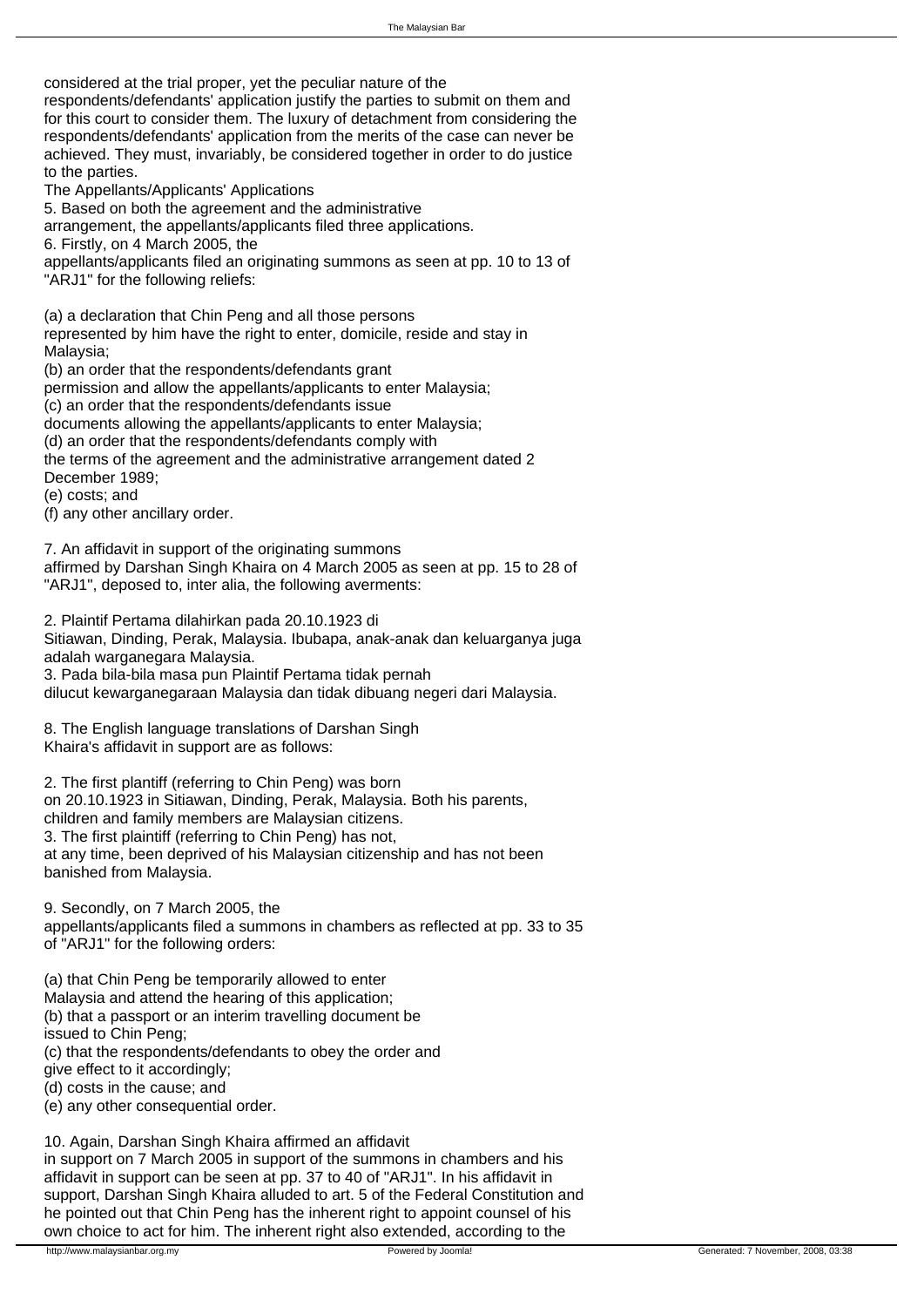considered at the trial proper, yet the peculiar nature of the respondents/defendants' application justify the parties to submit on them and for this court to consider them. The luxury of detachment from considering the respondents/defendants' application from the merits of the case can never be achieved. They must, invariably, be considered together in order to do justice to the parties.

### The Appellants/Applicants' Applications

5. Based on both the agreement and the administrative arrangement, the appellants/applicants filed three applications.

6. Firstly, on 4 March 2005, the appellants/applicants filed an originating summons as seen at pp. 10 to 13 of "ARJ1" for the following reliefs:

(a) a declaration that Chin Peng and all those persons represented by him have the right to enter, domicile, reside and stay in Malaysia;
(b) an order that the respondents/defendants grant permission and allow the appellants/applicants to enter Malaysia;
(c) an order that the respondents/defendants issue documents allowing the appellants/applicants to enter Malaysia;
(d) an order that the respondents/defendants comply with the terms of the agreement and the administrative arrangement dated 2 December 1989;
(e) costs; and
(f) any other ancillary order.

7. An affidavit in support of the originating summons affirmed by Darshan Singh Khaira on 4 March 2005 as seen at pp. 15 to 28 of "ARJ1", deposed to, inter alia, the following averments:

2. Plaintif Pertama dilahirkan pada 20.10.1923 di Sitiawan, Dinding, Perak, Malaysia. Ibubapa, anak-anak dan keluarganya juga adalah warganegara Malaysia.
3. Pada bila-bila masa pun Plaintif Pertama tidak pernah dilucut kewarganegaraan Malaysia dan tidak dibuang negeri dari Malaysia.

8. The English language translations of Darshan Singh Khaira's affidavit in support are as follows:

2. The first plantiff (referring to Chin Peng) was born on 20.10.1923 in Sitiawan, Dinding, Perak, Malaysia. Both his parents, children and family members are Malaysian citizens.
3. The first plaintiff (referring to Chin Peng) has not, at any time, been deprived of his Malaysian citizenship and has not been banished from Malaysia.

9. Secondly, on 7 March 2005, the appellants/applicants filed a summons in chambers as reflected at pp. 33 to 35 of "ARJ1" for the following orders:

(a) that Chin Peng be temporarily allowed to enter Malaysia and attend the hearing of this application;
(b) that a passport or an interim travelling document be issued to Chin Peng;
(c) that the respondents/defendants to obey the order and give effect to it accordingly;
(d) costs in the cause; and
(e) any other consequential order.

10. Again, Darshan Singh Khaira affirmed an affidavit in support on 7 March 2005 in support of the summons in chambers and his affidavit in support can be seen at pp. 37 to 40 of "ARJ1". In his affidavit in support, Darshan Singh Khaira alluded to art. 5 of the Federal Constitution and he pointed out that Chin Peng has the inherent right to appoint counsel of his own choice to act for him. The inherent right also extended, according to the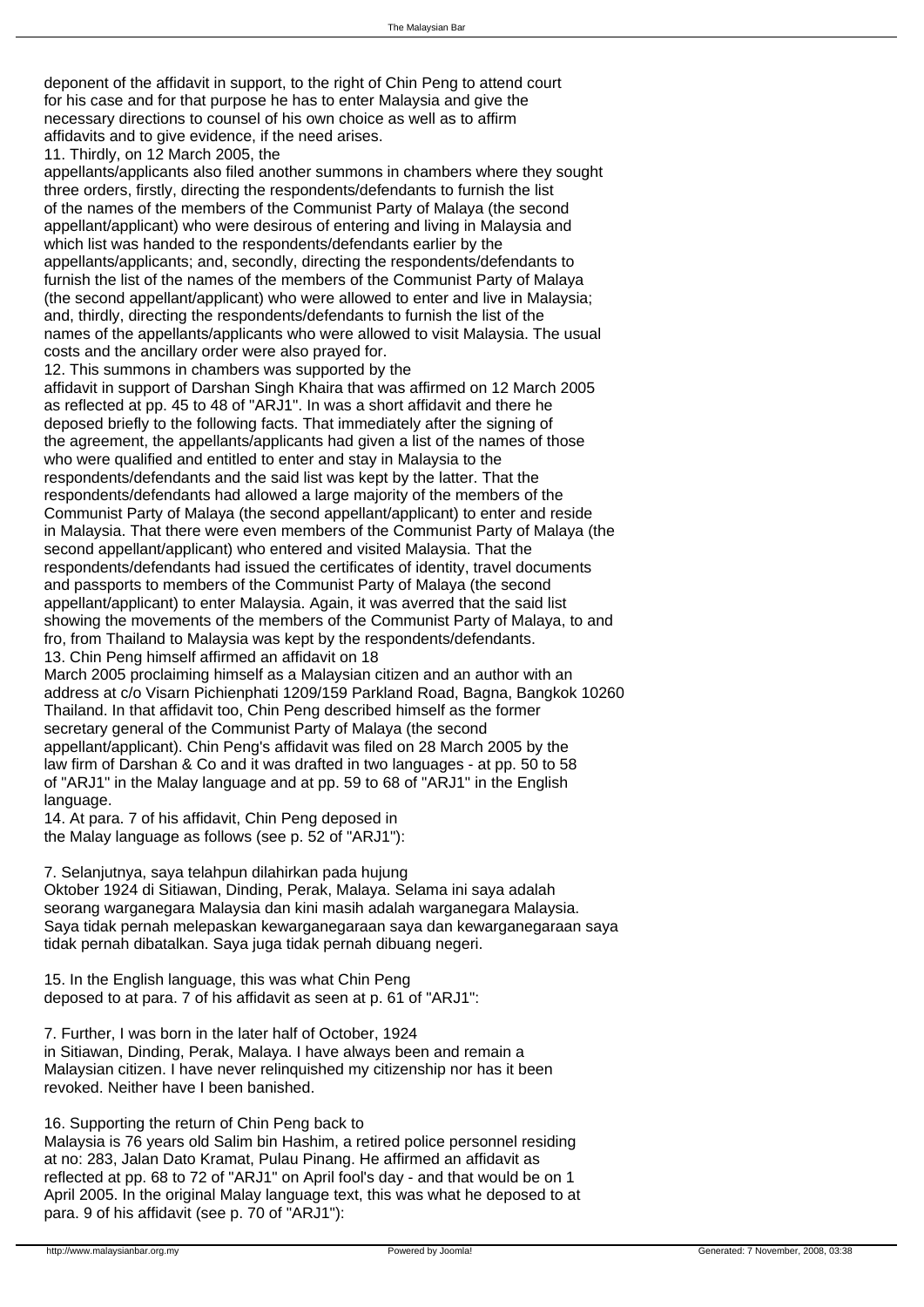deponent of the affidavit in support, to the right of Chin Peng to attend court for his case and for that purpose he has to enter Malaysia and give the necessary directions to counsel of his own choice as well as to affirm affidavits and to give evidence, if the need arises.

11. Thirdly, on 12 March 2005, the appellants/applicants also filed another summons in chambers where they sought three orders, firstly, directing the respondents/defendants to furnish the list of the names of the members of the Communist Party of Malaya (the second appellant/applicant) who were desirous of entering and living in Malaysia and which list was handed to the respondents/defendants earlier by the appellants/applicants; and, secondly, directing the respondents/defendants to furnish the list of the names of the members of the Communist Party of Malaya (the second appellant/applicant) who were allowed to enter and live in Malaysia; and, thirdly, directing the respondents/defendants to furnish the list of the names of the appellants/applicants who were allowed to visit Malaysia. The usual costs and the ancillary order were also prayed for.

12. This summons in chambers was supported by the affidavit in support of Darshan Singh Khaira that was affirmed on 12 March 2005 as reflected at pp. 45 to 48 of "ARJ1". In was a short affidavit and there he deposed briefly to the following facts. That immediately after the signing of the agreement, the appellants/applicants had given a list of the names of those who were qualified and entitled to enter and stay in Malaysia to the respondents/defendants and the said list was kept by the latter. That the respondents/defendants had allowed a large majority of the members of the Communist Party of Malaya (the second appellant/applicant) to enter and reside in Malaysia. That there were even members of the Communist Party of Malaya (the second appellant/applicant) who entered and visited Malaysia. That the respondents/defendants had issued the certificates of identity, travel documents and passports to members of the Communist Party of Malaya (the second appellant/applicant) to enter Malaysia. Again, it was averred that the said list showing the movements of the members of the Communist Party of Malaya, to and fro, from Thailand to Malaysia was kept by the respondents/defendants.

13. Chin Peng himself affirmed an affidavit on 18 March 2005 proclaiming himself as a Malaysian citizen and an author with an address at c/o Visarn Pichienphati 1209/159 Parkland Road, Bagna, Bangkok 10260 Thailand. In that affidavit too, Chin Peng described himself as the former secretary general of the Communist Party of Malaya (the second appellant/applicant). Chin Peng's affidavit was filed on 28 March 2005 by the law firm of Darshan & Co and it was drafted in two languages - at pp. 50 to 58 of "ARJ1" in the Malay language and at pp. 59 to 68 of "ARJ1" in the English language.

14. At para. 7 of his affidavit, Chin Peng deposed in the Malay language as follows (see p. 52 of "ARJ1"):

7. Selanjutnya, saya telahpun dilahirkan pada hujung Oktober 1924 di Sitiawan, Dinding, Perak, Malaya. Selama ini saya adalah seorang warganegara Malaysia dan kini masih adalah warganegara Malaysia. Saya tidak pernah melepaskan kewarganegaraan saya dan kewarganegaraan saya tidak pernah dibatalkan. Saya juga tidak pernah dibuang negeri.

15. In the English language, this was what Chin Peng deposed to at para. 7 of his affidavit as seen at p. 61 of "ARJ1":

7. Further, I was born in the later half of October, 1924 in Sitiawan, Dinding, Perak, Malaya. I have always been and remain a Malaysian citizen. I have never relinquished my citizenship nor has it been revoked. Neither have I been banished.

16. Supporting the return of Chin Peng back to Malaysia is 76 years old Salim bin Hashim, a retired police personnel residing at no: 283, Jalan Dato Kramat, Pulau Pinang. He affirmed an affidavit as reflected at pp. 68 to 72 of "ARJ1" on April fool's day - and that would be on 1 April 2005. In the original Malay language text, this was what he deposed to at para. 9 of his affidavit (see p. 70 of "ARJ1"):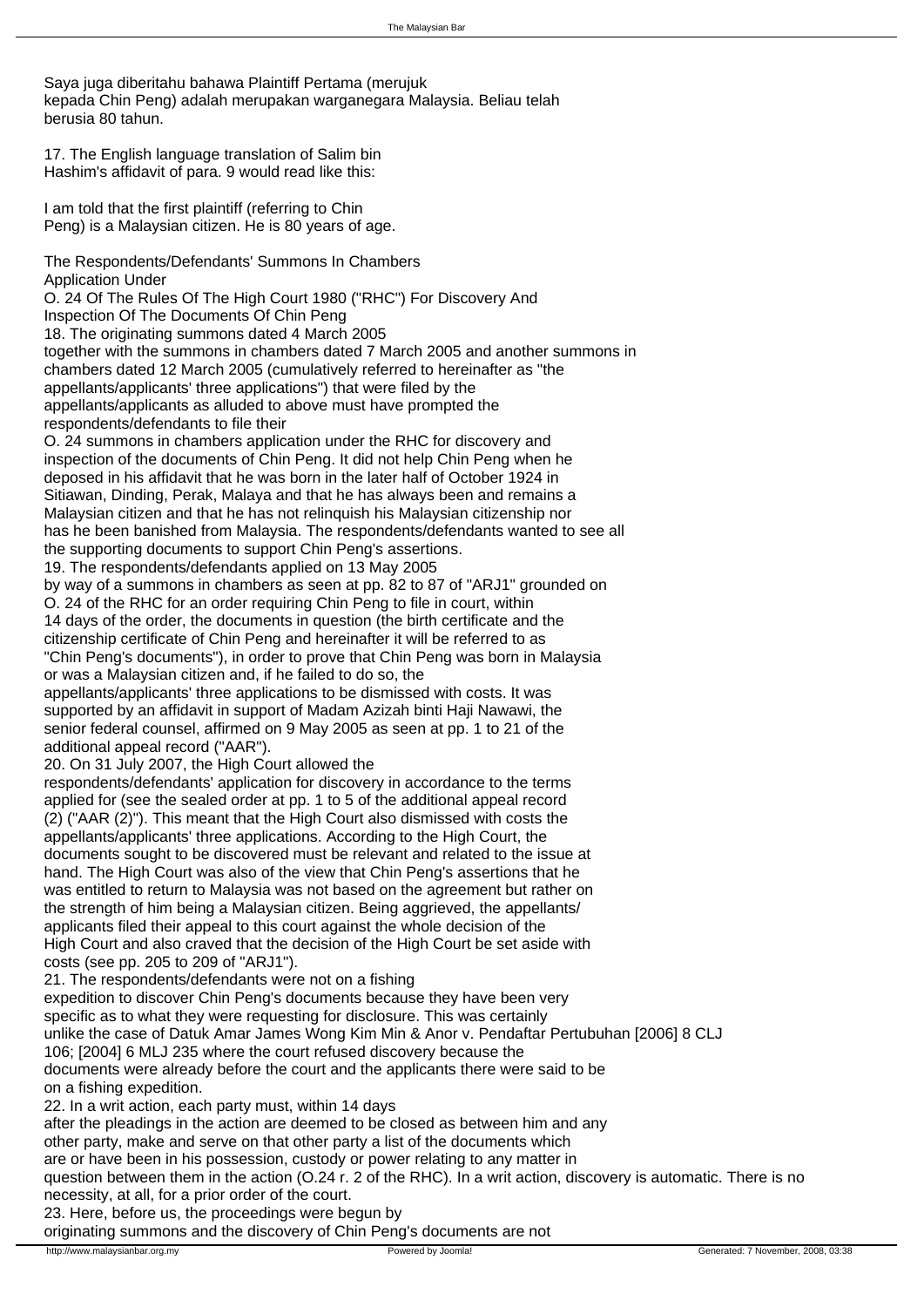Saya juga diberitahu bahawa Plaintiff Pertama (merujuk kepada Chin Peng) adalah merupakan warganegara Malaysia. Beliau telah berusia 80 tahun.

17. The English language translation of Salim bin Hashim's affidavit of para. 9 would read like this:

I am told that the first plaintiff (referring to Chin Peng) is a Malaysian citizen. He is 80 years of age.

The Respondents/Defendants' Summons In Chambers Application Under O. 24 Of The Rules Of The High Court 1980 ("RHC") For Discovery And Inspection Of The Documents Of Chin Peng

18. The originating summons dated 4 March 2005 together with the summons in chambers dated 7 March 2005 and another summons in chambers dated 12 March 2005 (cumulatively referred to hereinafter as "the appellants/applicants' three applications") that were filed by the appellants/applicants as alluded to above must have prompted the respondents/defendants to file their O. 24 summons in chambers application under the RHC for discovery and inspection of the documents of Chin Peng. It did not help Chin Peng when he deposed in his affidavit that he was born in the later half of October 1924 in Sitiawan, Dinding, Perak, Malaya and that he has always been and remains a Malaysian citizen and that he has not relinquish his Malaysian citizenship nor has he been banished from Malaysia. The respondents/defendants wanted to see all the supporting documents to support Chin Peng's assertions.

19. The respondents/defendants applied on 13 May 2005 by way of a summons in chambers as seen at pp. 82 to 87 of "ARJ1" grounded on O. 24 of the RHC for an order requiring Chin Peng to file in court, within 14 days of the order, the documents in question (the birth certificate and the citizenship certificate of Chin Peng and hereinafter it will be referred to as "Chin Peng's documents"), in order to prove that Chin Peng was born in Malaysia or was a Malaysian citizen and, if he failed to do so, the appellants/applicants' three applications to be dismissed with costs. It was supported by an affidavit in support of Madam Azizah binti Haji Nawawi, the senior federal counsel, affirmed on 9 May 2005 as seen at pp. 1 to 21 of the additional appeal record ("AAR").

20. On 31 July 2007, the High Court allowed the respondents/defendants' application for discovery in accordance to the terms applied for (see the sealed order at pp. 1 to 5 of the additional appeal record (2) ("AAR (2)"). This meant that the High Court also dismissed with costs the appellants/applicants' three applications. According to the High Court, the documents sought to be discovered must be relevant and related to the issue at hand. The High Court was also of the view that Chin Peng's assertions that he was entitled to return to Malaysia was not based on the agreement but rather on the strength of him being a Malaysian citizen. Being aggrieved, the appellants/applicants filed their appeal to this court against the whole decision of the High Court and also craved that the decision of the High Court be set aside with costs (see pp. 205 to 209 of "ARJ1").

21. The respondents/defendants were not on a fishing expedition to discover Chin Peng's documents because they have been very specific as to what they were requesting for disclosure. This was certainly unlike the case of Datuk Amar James Wong Kim Min & Anor v. Pendaftar Pertubuhan [2006] 8 CLJ 106; [2004] 6 MLJ 235 where the court refused discovery because the documents were already before the court and the applicants there were said to be on a fishing expedition.

22. In a writ action, each party must, within 14 days after the pleadings in the action are deemed to be closed as between him and any other party, make and serve on that other party a list of the documents which are or have been in his possession, custody or power relating to any matter in question between them in the action (O.24 r. 2 of the RHC). In a writ action, discovery is automatic. There is no necessity, at all, for a prior order of the court.

23. Here, before us, the proceedings were begun by originating summons and the discovery of Chin Peng's documents are not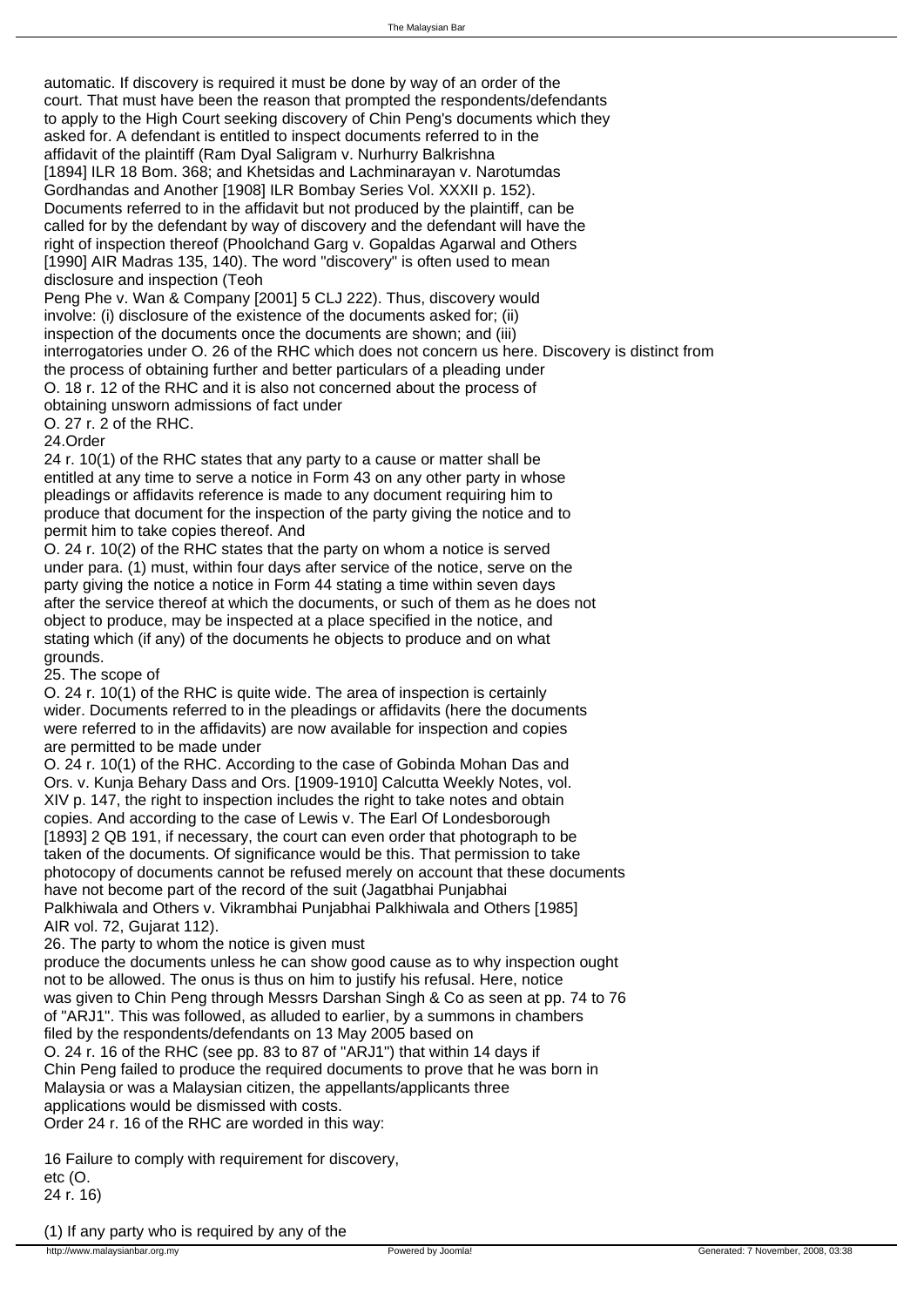automatic. If discovery is required it must be done by way of an order of the court. That must have been the reason that prompted the respondents/defendants to apply to the High Court seeking discovery of Chin Peng's documents which they asked for. A defendant is entitled to inspect documents referred to in the affidavit of the plaintiff (Ram Dyal Saligram v. Nurhurry Balkrishna [1894] ILR 18 Bom. 368; and Khetsidas and Lachminarayan v. Narotumdas Gordhandas and Another [1908] ILR Bombay Series Vol. XXXII p. 152). Documents referred to in the affidavit but not produced by the plaintiff, can be called for by the defendant by way of discovery and the defendant will have the right of inspection thereof (Phoolchand Garg v. Gopaldas Agarwal and Others [1990] AIR Madras 135, 140). The word "discovery" is often used to mean disclosure and inspection (Teoh Peng Phe v. Wan & Company [2001] 5 CLJ 222). Thus, discovery would involve: (i) disclosure of the existence of the documents asked for; (ii) inspection of the documents once the documents are shown; and (iii) interrogatories under O. 26 of the RHC which does not concern us here. Discovery is distinct from the process of obtaining further and better particulars of a pleading under O. 18 r. 12 of the RHC and it is also not concerned about the process of obtaining unsworn admissions of fact under O. 27 r. 2 of the RHC.

24. Order 24 r. 10(1) of the RHC states that any party to a cause or matter shall be entitled at any time to serve a notice in Form 43 on any other party in whose pleadings or affidavits reference is made to any document requiring him to produce that document for the inspection of the party giving the notice and to permit him to take copies thereof. And O. 24 r. 10(2) of the RHC states that the party on whom a notice is served under para. (1) must, within four days after service of the notice, serve on the party giving the notice a notice in Form 44 stating a time within seven days after the service thereof at which the documents, or such of them as he does not object to produce, may be inspected at a place specified in the notice, and stating which (if any) of the documents he objects to produce and on what grounds.

25. The scope of O. 24 r. 10(1) of the RHC is quite wide. The area of inspection is certainly wider. Documents referred to in the pleadings or affidavits (here the documents were referred to in the affidavits) are now available for inspection and copies are permitted to be made under O. 24 r. 10(1) of the RHC. According to the case of Gobinda Mohan Das and Ors. v. Kunja Behary Dass and Ors. [1909-1910] Calcutta Weekly Notes, vol. XIV p. 147, the right to inspection includes the right to take notes and obtain copies. And according to the case of Lewis v. The Earl Of Londesborough [1893] 2 QB 191, if necessary, the court can even order that photograph to be taken of the documents. Of significance would be this. That permission to take photocopy of documents cannot be refused merely on account that these documents have not become part of the record of the suit (Jagatbhai Punjabhai Palkhiwala and Others v. Vikrambhai Punjabhai Palkhiwala and Others [1985] AIR vol. 72, Gujarat 112).

26. The party to whom the notice is given must produce the documents unless he can show good cause as to why inspection ought not to be allowed. The onus is thus on him to justify his refusal. Here, notice was given to Chin Peng through Messrs Darshan Singh & Co as seen at pp. 74 to 76 of "ARJ1". This was followed, as alluded to earlier, by a summons in chambers filed by the respondents/defendants on 13 May 2005 based on O. 24 r. 16 of the RHC (see pp. 83 to 87 of "ARJ1") that within 14 days if Chin Peng failed to produce the required documents to prove that he was born in Malaysia or was a Malaysian citizen, the appellants/applicants three applications would be dismissed with costs.

Order 24 r. 16 of the RHC are worded in this way:

16 Failure to comply with requirement for discovery, etc (O. 24 r. 16)

(1) If any party who is required by any of the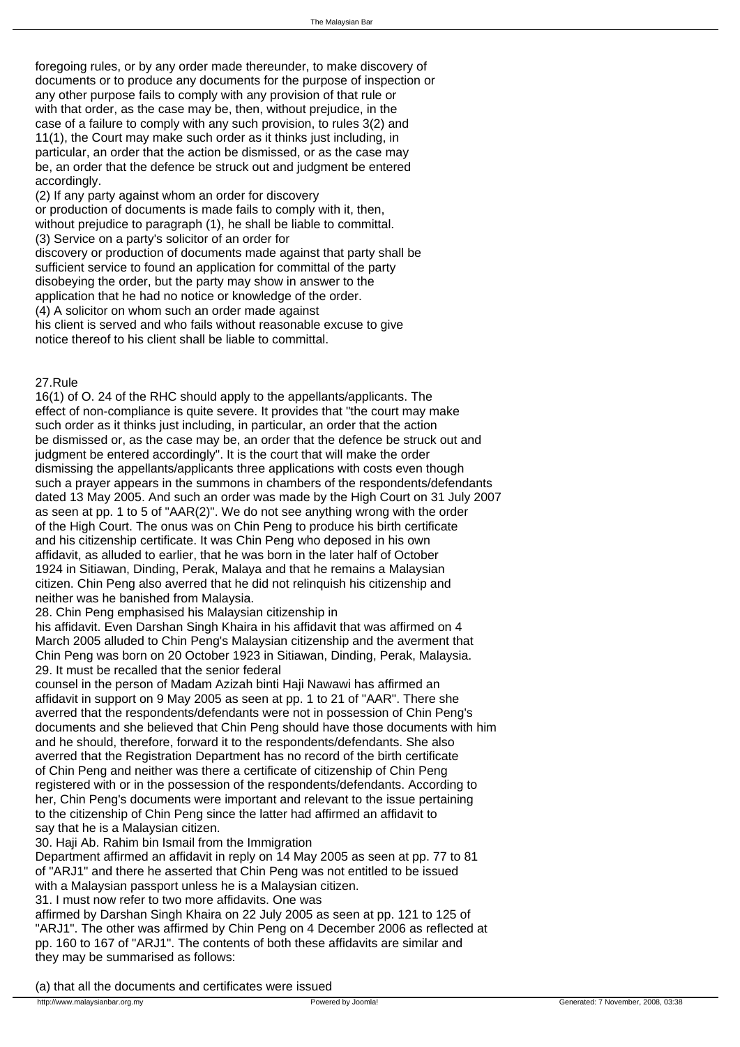foregoing rules, or by any order made thereunder, to make discovery of documents or to produce any documents for the purpose of inspection or any other purpose fails to comply with any provision of that rule or with that order, as the case may be, then, without prejudice, in the case of a failure to comply with any such provision, to rules 3(2) and 11(1), the Court may make such order as it thinks just including, in particular, an order that the action be dismissed, or as the case may be, an order that the defence be struck out and judgment be entered accordingly.

(2) If any party against whom an order for discovery or production of documents is made fails to comply with it, then, without prejudice to paragraph (1), he shall be liable to committal.

(3) Service on a party's solicitor of an order for discovery or production of documents made against that party shall be sufficient service to found an application for committal of the party disobeying the order, but the party may show in answer to the application that he had no notice or knowledge of the order.

(4) A solicitor on whom such an order made against his client is served and who fails without reasonable excuse to give notice thereof to his client shall be liable to committal.

27.Rule 16(1) of O. 24 of the RHC should apply to the appellants/applicants. The effect of non-compliance is quite severe. It provides that "the court may make such order as it thinks just including, in particular, an order that the action be dismissed or, as the case may be, an order that the defence be struck out and judgment be entered accordingly". It is the court that will make the order dismissing the appellants/applicants three applications with costs even though such a prayer appears in the summons in chambers of the respondents/defendants dated 13 May 2005. And such an order was made by the High Court on 31 July 2007 as seen at pp. 1 to 5 of "AAR(2)". We do not see anything wrong with the order of the High Court. The onus was on Chin Peng to produce his birth certificate and his citizenship certificate. It was Chin Peng who deposed in his own affidavit, as alluded to earlier, that he was born in the later half of October 1924 in Sitiawan, Dinding, Perak, Malaya and that he remains a Malaysian citizen. Chin Peng also averred that he did not relinquish his citizenship and neither was he banished from Malaysia.

28. Chin Peng emphasised his Malaysian citizenship in his affidavit. Even Darshan Singh Khaira in his affidavit that was affirmed on 4 March 2005 alluded to Chin Peng's Malaysian citizenship and the averment that Chin Peng was born on 20 October 1923 in Sitiawan, Dinding, Perak, Malaysia.

29. It must be recalled that the senior federal counsel in the person of Madam Azizah binti Haji Nawawi has affirmed an affidavit in support on 9 May 2005 as seen at pp. 1 to 21 of "AAR". There she averred that the respondents/defendants were not in possession of Chin Peng's documents and she believed that Chin Peng should have those documents with him and he should, therefore, forward it to the respondents/defendants. She also averred that the Registration Department has no record of the birth certificate of Chin Peng and neither was there a certificate of citizenship of Chin Peng registered with or in the possession of the respondents/defendants. According to her, Chin Peng's documents were important and relevant to the issue pertaining to the citizenship of Chin Peng since the latter had affirmed an affidavit to say that he is a Malaysian citizen.

30. Haji Ab. Rahim bin Ismail from the Immigration Department affirmed an affidavit in reply on 14 May 2005 as seen at pp. 77 to 81 of "ARJ1" and there he asserted that Chin Peng was not entitled to be issued with a Malaysian passport unless he is a Malaysian citizen.

31. I must now refer to two more affidavits. One was affirmed by Darshan Singh Khaira on 22 July 2005 as seen at pp. 121 to 125 of "ARJ1". The other was affirmed by Chin Peng on 4 December 2006 as reflected at pp. 160 to 167 of "ARJ1". The contents of both these affidavits are similar and they may be summarised as follows:

(a) that all the documents and certificates were issued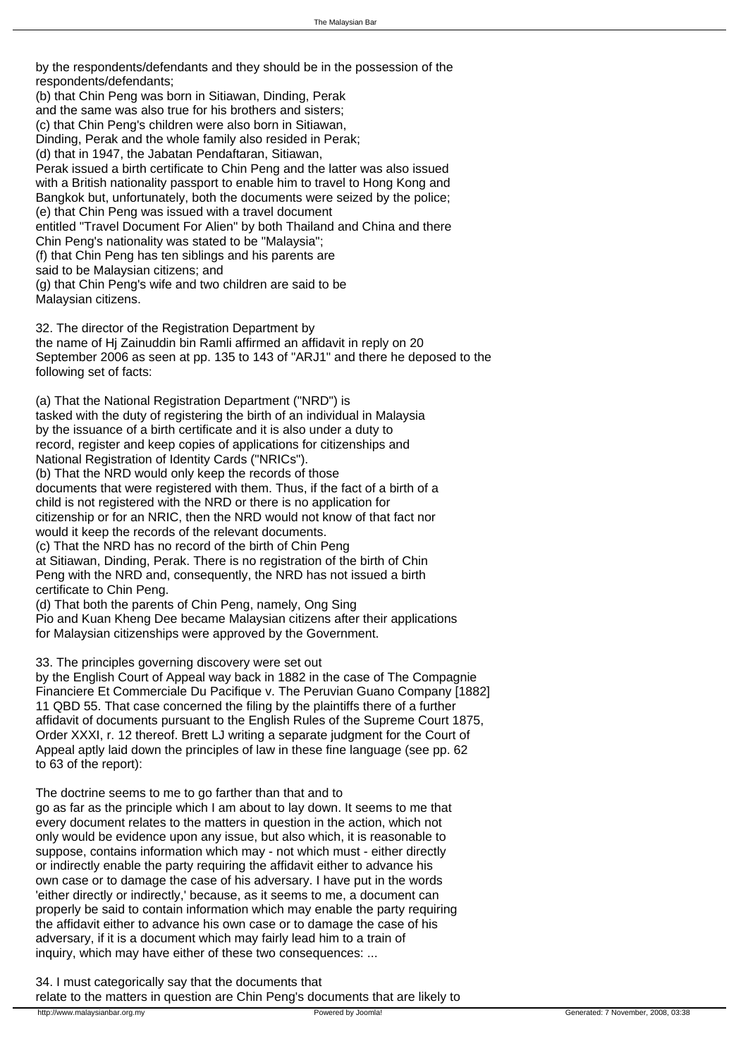by the respondents/defendants and they should be in the possession of the respondents/defendants;

(b) that Chin Peng was born in Sitiawan, Dinding, Perak and the same was also true for his brothers and sisters;

(c) that Chin Peng's children were also born in Sitiawan, Dinding, Perak and the whole family also resided in Perak;

(d) that in 1947, the Jabatan Pendaftaran, Sitiawan, Perak issued a birth certificate to Chin Peng and the latter was also issued with a British nationality passport to enable him to travel to Hong Kong and Bangkok but, unfortunately, both the documents were seized by the police;

(e) that Chin Peng was issued with a travel document entitled "Travel Document For Alien" by both Thailand and China and there Chin Peng's nationality was stated to be "Malaysia";

(f) that Chin Peng has ten siblings and his parents are said to be Malaysian citizens; and

(g) that Chin Peng's wife and two children are said to be Malaysian citizens.

32. The director of the Registration Department by the name of Hj Zainuddin bin Ramli affirmed an affidavit in reply on 20 September 2006 as seen at pp. 135 to 143 of "ARJ1" and there he deposed to the following set of facts:

(a) That the National Registration Department ("NRD") is tasked with the duty of registering the birth of an individual in Malaysia by the issuance of a birth certificate and it is also under a duty to record, register and keep copies of applications for citizenships and National Registration of Identity Cards ("NRICs").

(b) That the NRD would only keep the records of those documents that were registered with them. Thus, if the fact of a birth of a child is not registered with the NRD or there is no application for citizenship or for an NRIC, then the NRD would not know of that fact nor would it keep the records of the relevant documents.

(c) That the NRD has no record of the birth of Chin Peng at Sitiawan, Dinding, Perak. There is no registration of the birth of Chin Peng with the NRD and, consequently, the NRD has not issued a birth certificate to Chin Peng.

(d) That both the parents of Chin Peng, namely, Ong Sing Pio and Kuan Kheng Dee became Malaysian citizens after their applications for Malaysian citizenships were approved by the Government.

33. The principles governing discovery were set out by the English Court of Appeal way back in 1882 in the case of The Compagnie Financiere Et Commerciale Du Pacifique v. The Peruvian Guano Company [1882] 11 QBD 55. That case concerned the filing by the plaintiffs there of a further affidavit of documents pursuant to the English Rules of the Supreme Court 1875, Order XXXI, r. 12 thereof. Brett LJ writing a separate judgment for the Court of Appeal aptly laid down the principles of law in these fine language (see pp. 62 to 63 of the report):

The doctrine seems to me to go farther than that and to go as far as the principle which I am about to lay down. It seems to me that every document relates to the matters in question in the action, which not only would be evidence upon any issue, but also which, it is reasonable to suppose, contains information which may - not which must - either directly or indirectly enable the party requiring the affidavit either to advance his own case or to damage the case of his adversary. I have put in the words 'either directly or indirectly,' because, as it seems to me, a document can properly be said to contain information which may enable the party requiring the affidavit either to advance his own case or to damage the case of his adversary, if it is a document which may fairly lead him to a train of inquiry, which may have either of these two consequences: ...

34. I must categorically say that the documents that relate to the matters in question are Chin Peng's documents that are likely to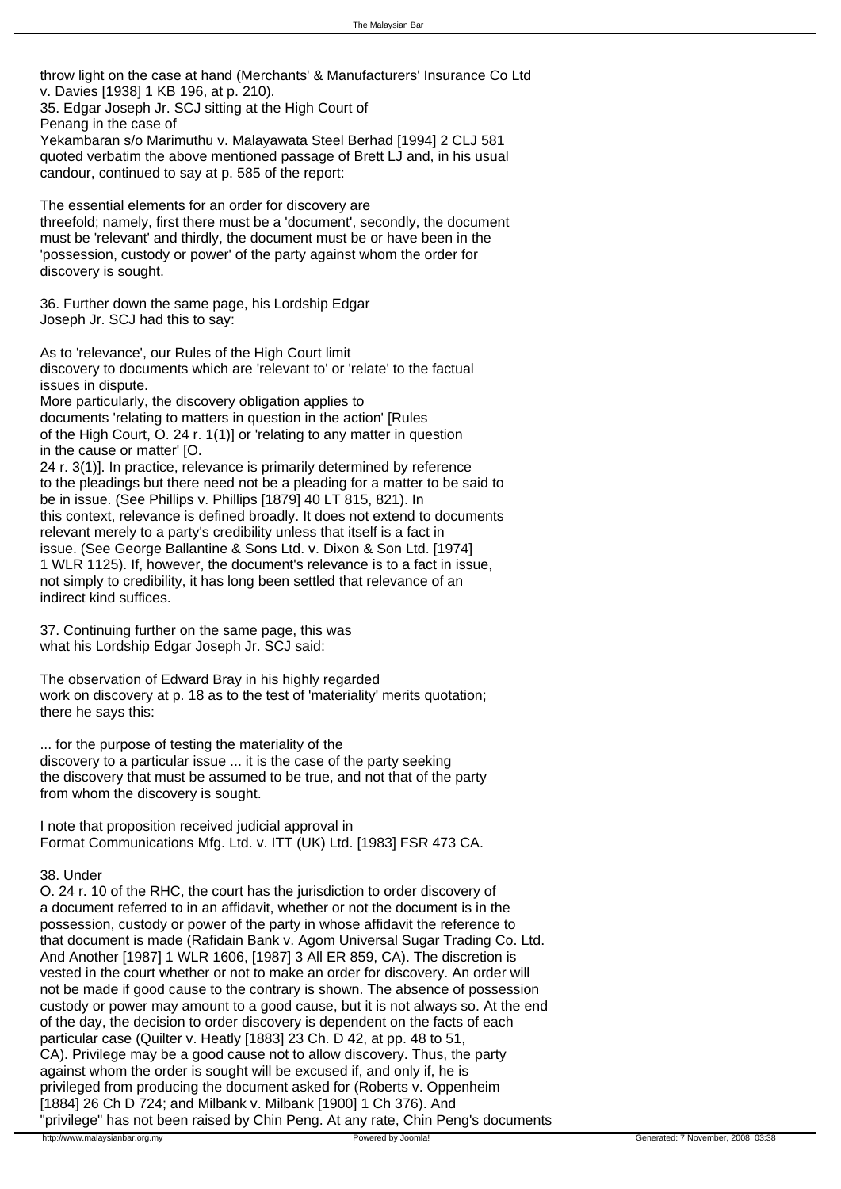throw light on the case at hand (Merchants' & Manufacturers' Insurance Co Ltd v. Davies [1938] 1 KB 196, at p. 210).

35. Edgar Joseph Jr. SCJ sitting at the High Court of Penang in the case of Yekambaran s/o Marimuthu v. Malayawata Steel Berhad [1994] 2 CLJ 581 quoted verbatim the above mentioned passage of Brett LJ and, in his usual candour, continued to say at p. 585 of the report:

> The essential elements for an order for discovery are threefold; namely, first there must be a 'document', secondly, the document must be 'relevant' and thirdly, the document must be or have been in the 'possession, custody or power' of the party against whom the order for discovery is sought.

36. Further down the same page, his Lordship Edgar Joseph Jr. SCJ had this to say:

> As to 'relevance', our Rules of the High Court limit discovery to documents which are 'relevant to' or 'relate' to the factual issues in dispute.
> More particularly, the discovery obligation applies to documents 'relating to matters in question in the action' [Rules of the High Court, O. 24 r. 1(1)] or 'relating to any matter in question in the cause or matter' [O. 24 r. 3(1)]. In practice, relevance is primarily determined by reference to the pleadings but there need not be a pleading for a matter to be said to be in issue. (See Phillips v. Phillips [1879] 40 LT 815, 821). In this context, relevance is defined broadly. It does not extend to documents relevant merely to a party's credibility unless that itself is a fact in issue. (See George Ballantine & Sons Ltd. v. Dixon & Son Ltd. [1974] 1 WLR 1125). If, however, the document's relevance is to a fact in issue, not simply to credibility, it has long been settled that relevance of an indirect kind suffices.

37. Continuing further on the same page, this was what his Lordship Edgar Joseph Jr. SCJ said:

> The observation of Edward Bray in his highly regarded work on discovery at p. 18 as to the test of 'materiality' merits quotation; there he says this:
>
> ... for the purpose of testing the materiality of the discovery to a particular issue ... it is the case of the party seeking the discovery that must be assumed to be true, and not that of the party from whom the discovery is sought.
>
> I note that proposition received judicial approval in Format Communications Mfg. Ltd. v. ITT (UK) Ltd. [1983] FSR 473 CA.

38. Under O. 24 r. 10 of the RHC, the court has the jurisdiction to order discovery of a document referred to in an affidavit, whether or not the document is in the possession, custody or power of the party in whose affidavit the reference to that document is made (Rafidain Bank v. Agom Universal Sugar Trading Co. Ltd. And Another [1987] 1 WLR 1606, [1987] 3 All ER 859, CA). The discretion is vested in the court whether or not to make an order for discovery. An order will not be made if good cause to the contrary is shown. The absence of possession custody or power may amount to a good cause, but it is not always so. At the end of the day, the decision to order discovery is dependent on the facts of each particular case (Quilter v. Heatly [1883] 23 Ch. D 42, at pp. 48 to 51, CA). Privilege may be a good cause not to allow discovery. Thus, the party against whom the order is sought will be excused if, and only if, he is privileged from producing the document asked for (Roberts v. Oppenheim [1884] 26 Ch D 724; and Milbank v. Milbank [1900] 1 Ch 376). And "privilege" has not been raised by Chin Peng. At any rate, Chin Peng's documents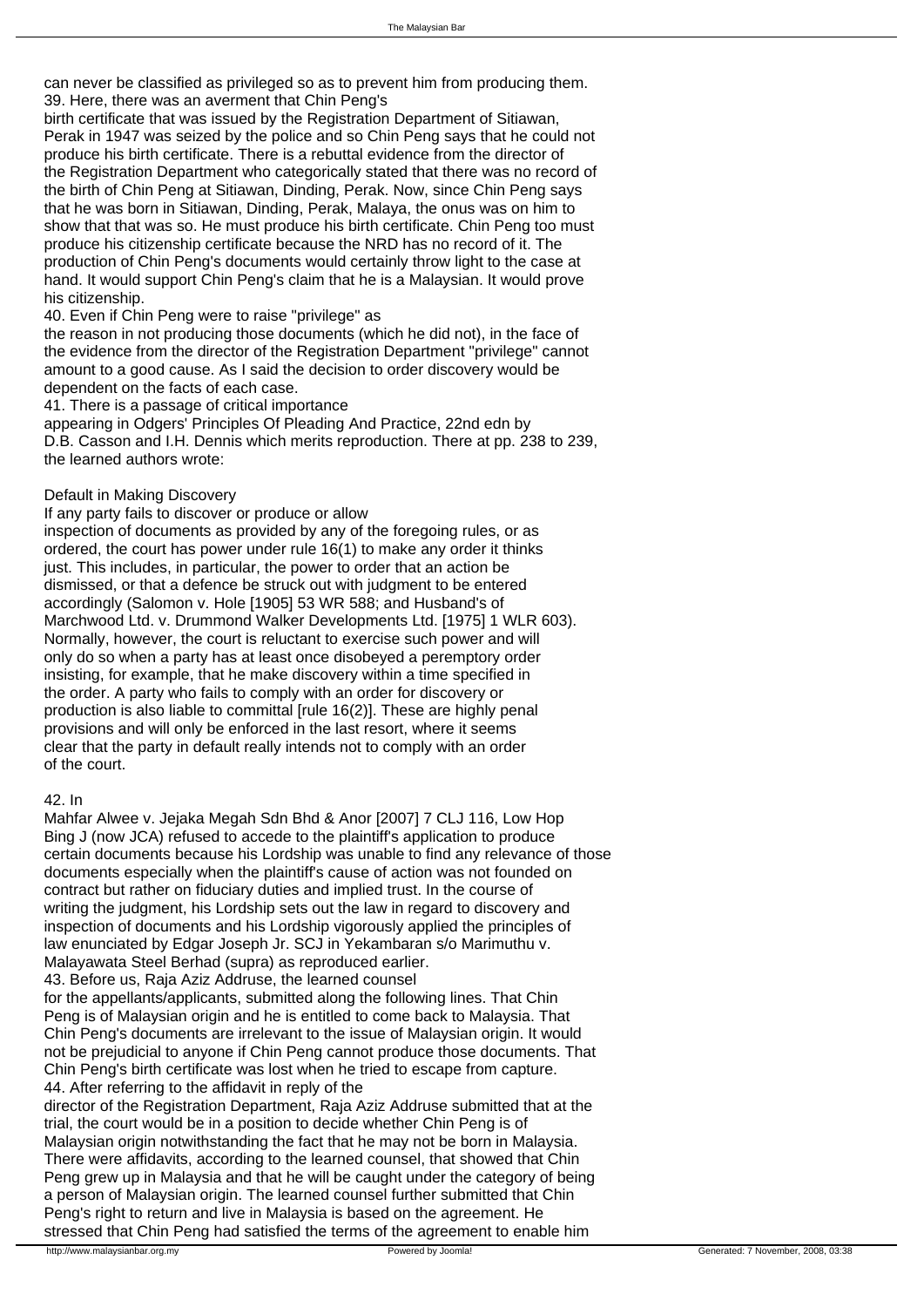can never be classified as privileged so as to prevent him from producing them.

39. Here, there was an averment that Chin Peng's birth certificate that was issued by the Registration Department of Sitiawan, Perak in 1947 was seized by the police and so Chin Peng says that he could not produce his birth certificate. There is a rebuttal evidence from the director of the Registration Department who categorically stated that there was no record of the birth of Chin Peng at Sitiawan, Dinding, Perak. Now, since Chin Peng says that he was born in Sitiawan, Dinding, Perak, Malaya, the onus was on him to show that that was so. He must produce his birth certificate. Chin Peng too must produce his citizenship certificate because the NRD has no record of it. The production of Chin Peng's documents would certainly throw light to the case at hand. It would support Chin Peng's claim that he is a Malaysian. It would prove his citizenship.

40. Even if Chin Peng were to raise "privilege" as the reason in not producing those documents (which he did not), in the face of the evidence from the director of the Registration Department "privilege" cannot amount to a good cause. As I said the decision to order discovery would be dependent on the facts of each case.

41. There is a passage of critical importance appearing in Odgers' Principles Of Pleading And Practice, 22nd edn by D.B. Casson and I.H. Dennis which merits reproduction. There at pp. 238 to 239, the learned authors wrote:

Default in Making Discovery

If any party fails to discover or produce or allow inspection of documents as provided by any of the foregoing rules, or as ordered, the court has power under rule 16(1) to make any order it thinks just. This includes, in particular, the power to order that an action be dismissed, or that a defence be struck out with judgment to be entered accordingly (Salomon v. Hole [1905] 53 WR 588; and Husband's of Marchwood Ltd. v. Drummond Walker Developments Ltd. [1975] 1 WLR 603). Normally, however, the court is reluctant to exercise such power and will only do so when a party has at least once disobeyed a peremptory order insisting, for example, that he make discovery within a time specified in the order. A party who fails to comply with an order for discovery or production is also liable to committal [rule 16(2)]. These are highly penal provisions and will only be enforced in the last resort, where it seems clear that the party in default really intends not to comply with an order of the court.

42. In Mahfar Alwee v. Jejaka Megah Sdn Bhd & Anor [2007] 7 CLJ 116, Low Hop Bing J (now JCA) refused to accede to the plaintiff's application to produce certain documents because his Lordship was unable to find any relevance of those documents especially when the plaintiff's cause of action was not founded on contract but rather on fiduciary duties and implied trust. In the course of writing the judgment, his Lordship sets out the law in regard to discovery and inspection of documents and his Lordship vigorously applied the principles of law enunciated by Edgar Joseph Jr. SCJ in Yekambaran s/o Marimuthu v. Malayawata Steel Berhad (supra) as reproduced earlier.

43. Before us, Raja Aziz Addruse, the learned counsel for the appellants/applicants, submitted along the following lines. That Chin Peng is of Malaysian origin and he is entitled to come back to Malaysia. That Chin Peng's documents are irrelevant to the issue of Malaysian origin. It would not be prejudicial to anyone if Chin Peng cannot produce those documents. That Chin Peng's birth certificate was lost when he tried to escape from capture.

44. After referring to the affidavit in reply of the director of the Registration Department, Raja Aziz Addruse submitted that at the trial, the court would be in a position to decide whether Chin Peng is of Malaysian origin notwithstanding the fact that he may not be born in Malaysia. There were affidavits, according to the learned counsel, that showed that Chin Peng grew up in Malaysia and that he will be caught under the category of being a person of Malaysian origin. The learned counsel further submitted that Chin Peng's right to return and live in Malaysia is based on the agreement. He stressed that Chin Peng had satisfied the terms of the agreement to enable him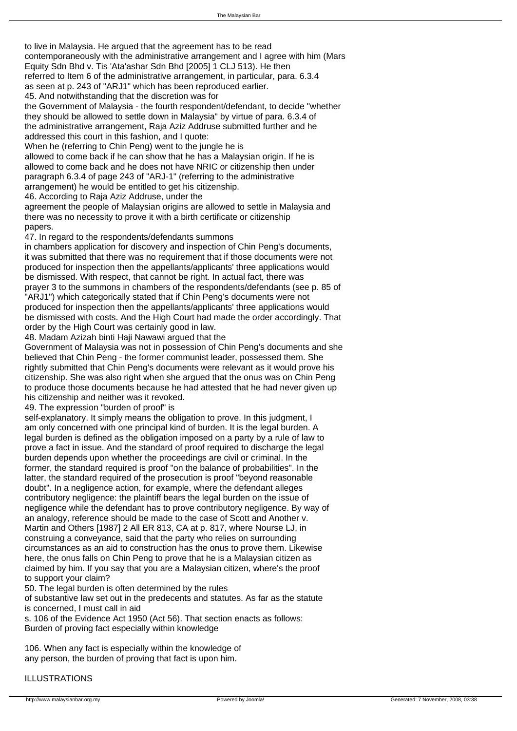to live in Malaysia. He argued that the agreement has to be read contemporaneously with the administrative arrangement and I agree with him (Mars Equity Sdn Bhd v. Tis 'Ata'ashar Sdn Bhd [2005] 1 CLJ 513). He then referred to Item 6 of the administrative arrangement, in particular, para. 6.3.4 as seen at p. 243 of "ARJ1" which has been reproduced earlier.

45. And notwithstanding that the discretion was for the Government of Malaysia - the fourth respondent/defendant, to decide "whether they should be allowed to settle down in Malaysia" by virtue of para. 6.3.4 of the administrative arrangement, Raja Aziz Addruse submitted further and he addressed this court in this fashion, and I quote:

When he (referring to Chin Peng) went to the jungle he is allowed to come back if he can show that he has a Malaysian origin. If he is allowed to come back and he does not have NRIC or citizenship then under paragraph 6.3.4 of page 243 of "ARJ-1" (referring to the administrative arrangement) he would be entitled to get his citizenship.

46. According to Raja Aziz Addruse, under the agreement the people of Malaysian origins are allowed to settle in Malaysia and there was no necessity to prove it with a birth certificate or citizenship papers.

47. In regard to the respondents/defendants summons in chambers application for discovery and inspection of Chin Peng's documents, it was submitted that there was no requirement that if those documents were not produced for inspection then the appellants/applicants' three applications would be dismissed. With respect, that cannot be right. In actual fact, there was prayer 3 to the summons in chambers of the respondents/defendants (see p. 85 of "ARJ1") which categorically stated that if Chin Peng's documents were not produced for inspection then the appellants/applicants' three applications would be dismissed with costs. And the High Court had made the order accordingly. That order by the High Court was certainly good in law.

48. Madam Azizah binti Haji Nawawi argued that the Government of Malaysia was not in possession of Chin Peng's documents and she believed that Chin Peng - the former communist leader, possessed them. She rightly submitted that Chin Peng's documents were relevant as it would prove his citizenship. She was also right when she argued that the onus was on Chin Peng to produce those documents because he had attested that he had never given up his citizenship and neither was it revoked.

49. The expression "burden of proof" is self-explanatory. It simply means the obligation to prove. In this judgment, I am only concerned with one principal kind of burden. It is the legal burden. A legal burden is defined as the obligation imposed on a party by a rule of law to prove a fact in issue. And the standard of proof required to discharge the legal burden depends upon whether the proceedings are civil or criminal. In the former, the standard required is proof "on the balance of probabilities". In the latter, the standard required of the prosecution is proof "beyond reasonable doubt". In a negligence action, for example, where the defendant alleges contributory negligence: the plaintiff bears the legal burden on the issue of negligence while the defendant has to prove contributory negligence. By way of an analogy, reference should be made to the case of Scott and Another v. Martin and Others [1987] 2 All ER 813, CA at p. 817, where Nourse LJ, in construing a conveyance, said that the party who relies on surrounding circumstances as an aid to construction has the onus to prove them. Likewise here, the onus falls on Chin Peng to prove that he is a Malaysian citizen as claimed by him. If you say that you are a Malaysian citizen, where's the proof to support your claim?

50. The legal burden is often determined by the rules of substantive law set out in the predecents and statutes. As far as the statute is concerned, I must call in aid s. 106 of the Evidence Act 1950 (Act 56). That section enacts as follows:

Burden of proving fact especially within knowledge

106. When any fact is especially within the knowledge of any person, the burden of proving that fact is upon him.

ILLUSTRATIONS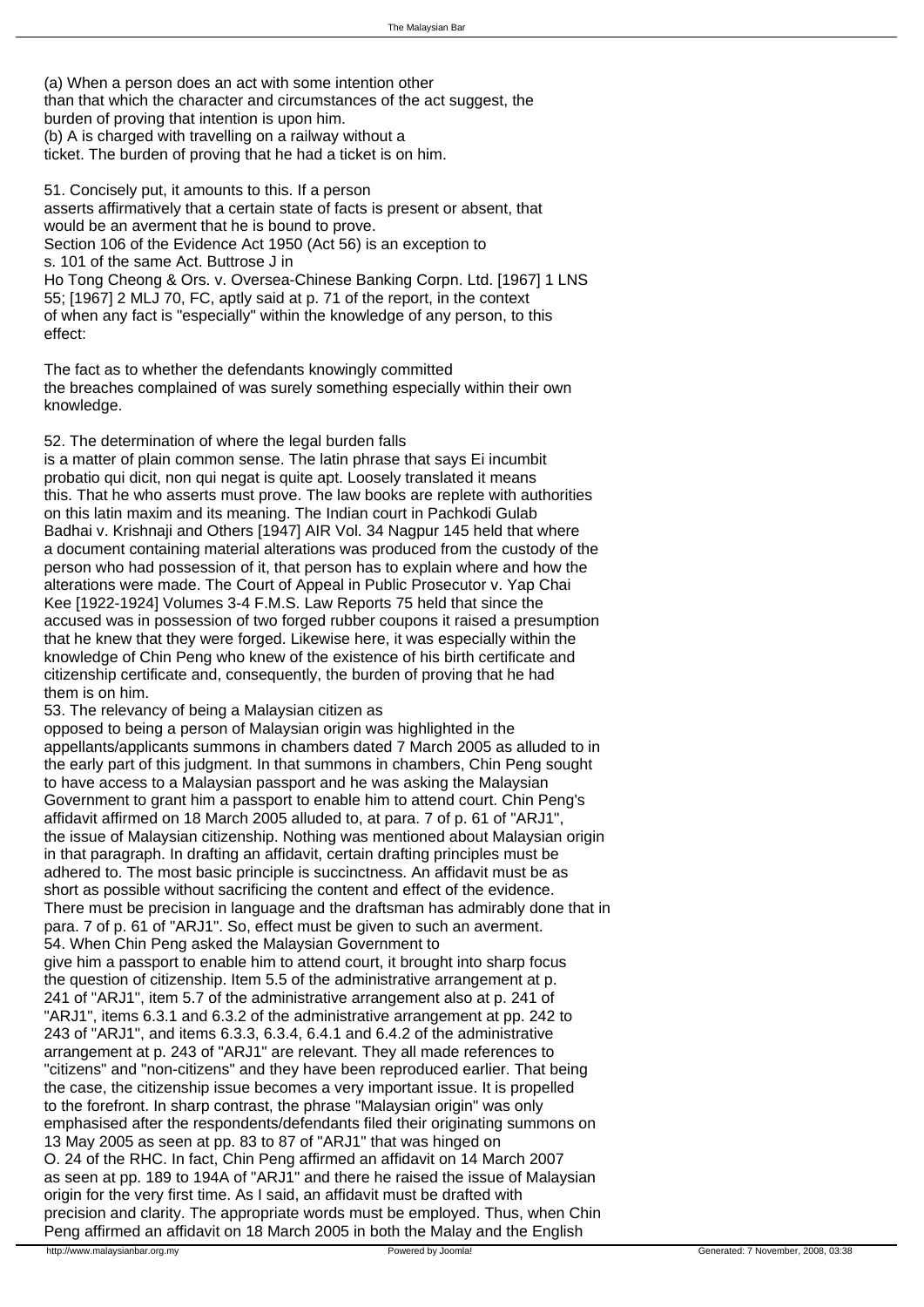(a) When a person does an act with some intention other than that which the character and circumstances of the act suggest, the burden of proving that intention is upon him.

(b) A is charged with travelling on a railway without a ticket. The burden of proving that he had a ticket is on him.

51. Concisely put, it amounts to this. If a person asserts affirmatively that a certain state of facts is present or absent, that would be an averment that he is bound to prove. Section 106 of the Evidence Act 1950 (Act 56) is an exception to s. 101 of the same Act. Buttrose J in Ho Tong Cheong & Ors. v. Oversea-Chinese Banking Corpn. Ltd. [1967] 1 LNS 55; [1967] 2 MLJ 70, FC, aptly said at p. 71 of the report, in the context of when any fact is "especially" within the knowledge of any person, to this effect:

The fact as to whether the defendants knowingly committed the breaches complained of was surely something especially within their own knowledge.

52. The determination of where the legal burden falls is a matter of plain common sense. The latin phrase that says Ei incumbit probatio qui dicit, non qui negat is quite apt. Loosely translated it means this. That he who asserts must prove. The law books are replete with authorities on this latin maxim and its meaning. The Indian court in Pachkodi Gulab Badhai v. Krishnaji and Others [1947] AIR Vol. 34 Nagpur 145 held that where a document containing material alterations was produced from the custody of the person who had possession of it, that person has to explain where and how the alterations were made. The Court of Appeal in Public Prosecutor v. Yap Chai Kee [1922-1924] Volumes 3-4 F.M.S. Law Reports 75 held that since the accused was in possession of two forged rubber coupons it raised a presumption that he knew that they were forged. Likewise here, it was especially within the knowledge of Chin Peng who knew of the existence of his birth certificate and citizenship certificate and, consequently, the burden of proving that he had them is on him.

53. The relevancy of being a Malaysian citizen as opposed to being a person of Malaysian origin was highlighted in the appellants/applicants summons in chambers dated 7 March 2005 as alluded to in the early part of this judgment. In that summons in chambers, Chin Peng sought to have access to a Malaysian passport and he was asking the Malaysian Government to grant him a passport to enable him to attend court. Chin Peng's affidavit affirmed on 18 March 2005 alluded to, at para. 7 of p. 61 of "ARJ1", the issue of Malaysian citizenship. Nothing was mentioned about Malaysian origin in that paragraph. In drafting an affidavit, certain drafting principles must be adhered to. The most basic principle is succinctness. An affidavit must be as short as possible without sacrificing the content and effect of the evidence. There must be precision in language and the draftsman has admirably done that in para. 7 of p. 61 of "ARJ1". So, effect must be given to such an averment.

54. When Chin Peng asked the Malaysian Government to give him a passport to enable him to attend court, it brought into sharp focus the question of citizenship. Item 5.5 of the administrative arrangement at p. 241 of "ARJ1", item 5.7 of the administrative arrangement also at p. 241 of "ARJ1", items 6.3.1 and 6.3.2 of the administrative arrangement at pp. 242 to 243 of "ARJ1", and items 6.3.3, 6.3.4, 6.4.1 and 6.4.2 of the administrative arrangement at p. 243 of "ARJ1" are relevant. They all made references to "citizens" and "non-citizens" and they have been reproduced earlier. That being the case, the citizenship issue becomes a very important issue. It is propelled to the forefront. In sharp contrast, the phrase "Malaysian origin" was only emphasised after the respondents/defendants filed their originating summons on 13 May 2005 as seen at pp. 83 to 87 of "ARJ1" that was hinged on O. 24 of the RHC. In fact, Chin Peng affirmed an affidavit on 14 March 2007 as seen at pp. 189 to 194A of "ARJ1" and there he raised the issue of Malaysian origin for the very first time. As I said, an affidavit must be drafted with precision and clarity. The appropriate words must be employed. Thus, when Chin Peng affirmed an affidavit on 18 March 2005 in both the Malay and the English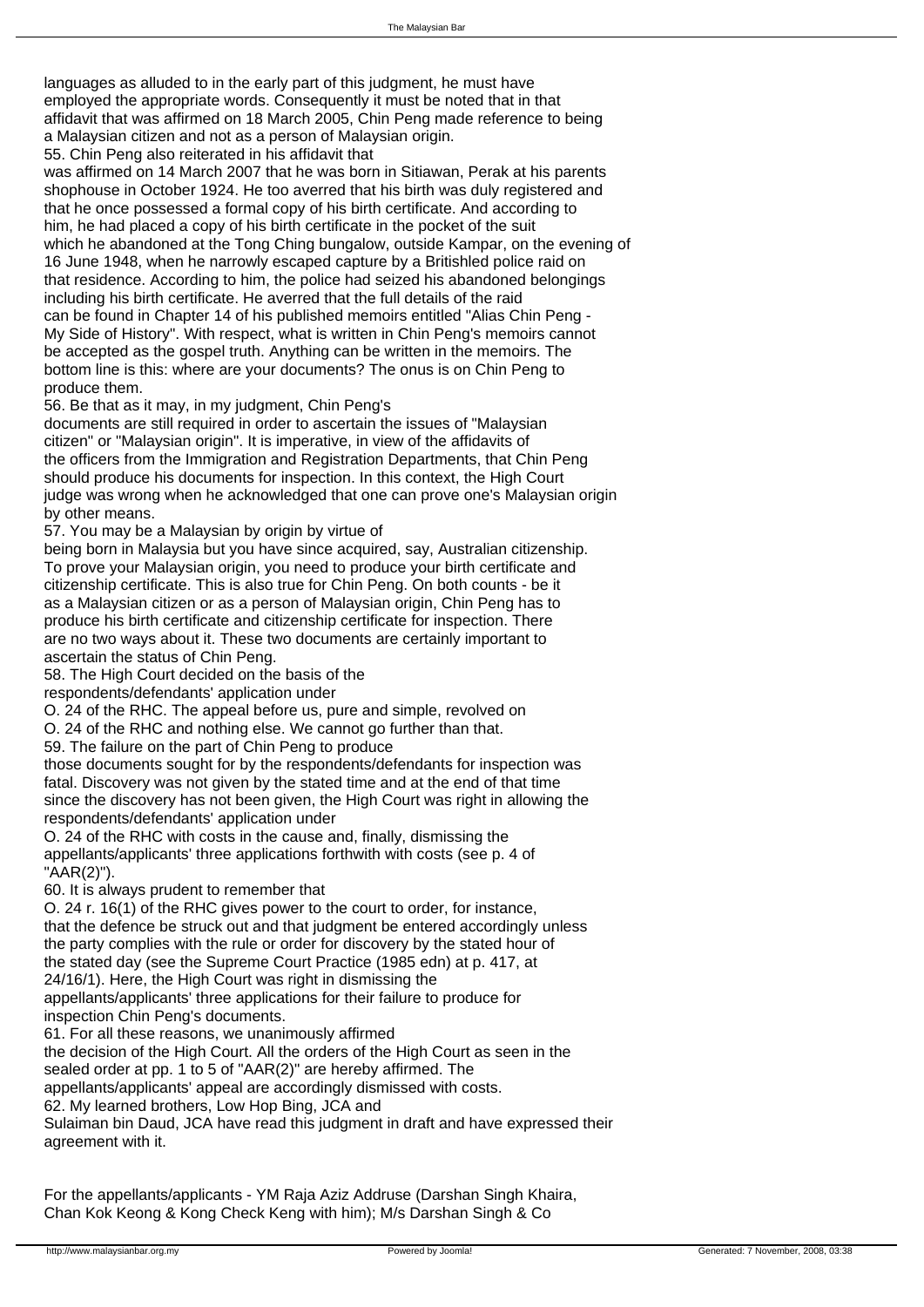languages as alluded to in the early part of this judgment, he must have employed the appropriate words. Consequently it must be noted that in that affidavit that was affirmed on 18 March 2005, Chin Peng made reference to being a Malaysian citizen and not as a person of Malaysian origin.

55. Chin Peng also reiterated in his affidavit that was affirmed on 14 March 2007 that he was born in Sitiawan, Perak at his parents shophouse in October 1924. He too averred that his birth was duly registered and that he once possessed a formal copy of his birth certificate. And according to him, he had placed a copy of his birth certificate in the pocket of the suit which he abandoned at the Tong Ching bungalow, outside Kampar, on the evening of 16 June 1948, when he narrowly escaped capture by a Britishled police raid on that residence. According to him, the police had seized his abandoned belongings including his birth certificate. He averred that the full details of the raid can be found in Chapter 14 of his published memoirs entitled "Alias Chin Peng - My Side of History". With respect, what is written in Chin Peng's memoirs cannot be accepted as the gospel truth. Anything can be written in the memoirs. The bottom line is this: where are your documents? The onus is on Chin Peng to produce them.

56. Be that as it may, in my judgment, Chin Peng's documents are still required in order to ascertain the issues of "Malaysian citizen" or "Malaysian origin". It is imperative, in view of the affidavits of the officers from the Immigration and Registration Departments, that Chin Peng should produce his documents for inspection. In this context, the High Court judge was wrong when he acknowledged that one can prove one's Malaysian origin by other means.

57. You may be a Malaysian by origin by virtue of being born in Malaysia but you have since acquired, say, Australian citizenship. To prove your Malaysian origin, you need to produce your birth certificate and citizenship certificate. This is also true for Chin Peng. On both counts - be it as a Malaysian citizen or as a person of Malaysian origin, Chin Peng has to produce his birth certificate and citizenship certificate for inspection. There are no two ways about it. These two documents are certainly important to ascertain the status of Chin Peng.

58. The High Court decided on the basis of the respondents/defendants' application under O. 24 of the RHC. The appeal before us, pure and simple, revolved on O. 24 of the RHC and nothing else. We cannot go further than that.

59. The failure on the part of Chin Peng to produce those documents sought for by the respondents/defendants for inspection was fatal. Discovery was not given by the stated time and at the end of that time since the discovery has not been given, the High Court was right in allowing the respondents/defendants' application under O. 24 of the RHC with costs in the cause and, finally, dismissing the appellants/applicants' three applications forthwith with costs (see p. 4 of "AAR(2)").

60. It is always prudent to remember that O. 24 r. 16(1) of the RHC gives power to the court to order, for instance, that the defence be struck out and that judgment be entered accordingly unless the party complies with the rule or order for discovery by the stated hour of the stated day (see the Supreme Court Practice (1985 edn) at p. 417, at 24/16/1). Here, the High Court was right in dismissing the appellants/applicants' three applications for their failure to produce for inspection Chin Peng's documents.

61. For all these reasons, we unanimously affirmed the decision of the High Court. All the orders of the High Court as seen in the sealed order at pp. 1 to 5 of "AAR(2)" are hereby affirmed. The appellants/applicants' appeal are accordingly dismissed with costs.

62. My learned brothers, Low Hop Bing, JCA and Sulaiman bin Daud, JCA have read this judgment in draft and have expressed their agreement with it.

For the appellants/applicants - YM Raja Aziz Addruse (Darshan Singh Khaira, Chan Kok Keong & Kong Check Keng with him); M/s Darshan Singh & Co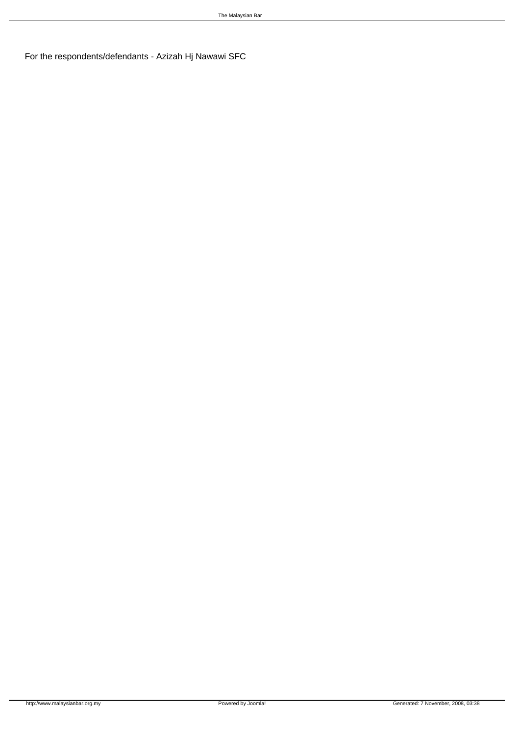For the respondents/defendants - Azizah Hj Nawawi SFC